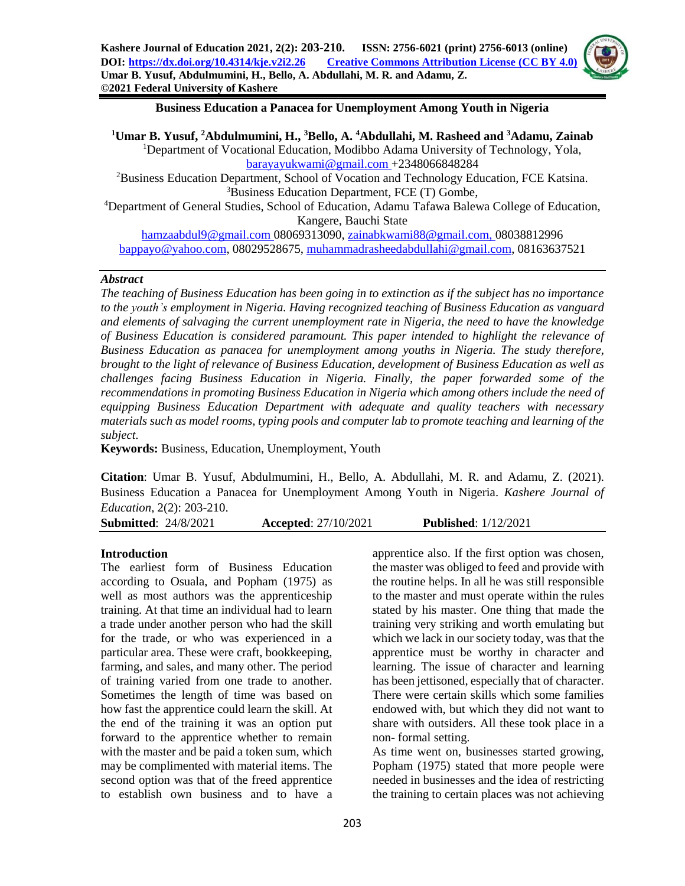Kashere Journal of Education 2021, 2(2): 203-210. ISSN: 2756-6021 (print) 2756-6013 (online)
DOI: https://dx.doi.org/10.4314/kje.v2i2.26 Creative Commons Attribution License (CC BY 4.0)
Umar B. Yusuf, Abdulmumini, H., Bello, A. Abdullahi, M. R. and Adamu, Z.
©2021 Federal University of Kashere

# Business Education a Panacea for Unemployment Among Youth in Nigeria

[1]Umar B. Yusuf, [2]Abdulmumini, H., [3]Bello, A. [4]Abdullahi, M. Rasheed and [3]Adamu, Zainab

[1]Department of Vocational Education, Modibbo Adama University of Technology, Yola, barayayukwami@gmail.com +2348066848284

[2]Business Education Department, School of Vocation and Technology Education, FCE Katsina.

[3]Business Education Department, FCE (T) Gombe,

[4]Department of General Studies, School of Education, Adamu Tafawa Balewa College of Education, Kangere, Bauchi State

hamzaabdul9@gmail.com 08069313090, zainabkwami88@gmail.com, 08038812996
bappayo@yahoo.com, 08029528675, muhammadrasheedabdullahi@gmail.com, 08163637521

### *Abstract*

*The teaching of Business Education has been going in to extinction as if the subject has no importance to the youth's employment in Nigeria. Having recognized teaching of Business Education as vanguard and elements of salvaging the current unemployment rate in Nigeria, the need to have the knowledge of Business Education is considered paramount. This paper intended to highlight the relevance of Business Education as panacea for unemployment among youths in Nigeria. The study therefore, brought to the light of relevance of Business Education, development of Business Education as well as challenges facing Business Education in Nigeria. Finally, the paper forwarded some of the recommendations in promoting Business Education in Nigeria which among others include the need of equipping Business Education Department with adequate and quality teachers with necessary materials such as model rooms, typing pools and computer lab to promote teaching and learning of the subject.*

**Keywords:** Business, Education, Unemployment, Youth

**Citation**: Umar B. Yusuf, Abdulmumini, H., Bello, A. Abdullahi, M. R. and Adamu, Z. (2021). Business Education a Panacea for Unemployment Among Youth in Nigeria. *Kashere Journal of Education,* 2(2): 203-210.

**Submitted**: 24/8/2021 **Accepted**: 27/10/2021 **Published**: 1/12/2021

## Introduction

The earliest form of Business Education according to Osuala, and Popham (1975) as well as most authors was the apprenticeship training. At that time an individual had to learn a trade under another person who had the skill for the trade, or who was experienced in a particular area. These were craft, bookkeeping, farming, and sales, and many other. The period of training varied from one trade to another. Sometimes the length of time was based on how fast the apprentice could learn the skill. At the end of the training it was an option put forward to the apprentice whether to remain with the master and be paid a token sum, which may be complimented with material items. The second option was that of the freed apprentice to establish own business and to have a apprentice also. If the first option was chosen, the master was obliged to feed and provide with the routine helps. In all he was still responsible to the master and must operate within the rules stated by his master. One thing that made the training very striking and worth emulating but which we lack in our society today, was that the apprentice must be worthy in character and learning. The issue of character and learning has been jettisoned, especially that of character. There were certain skills which some families endowed with, but which they did not want to share with outsiders. All these took place in a non- formal setting.

As time went on, businesses started growing, Popham (1975) stated that more people were needed in businesses and the idea of restricting the training to certain places was not achieving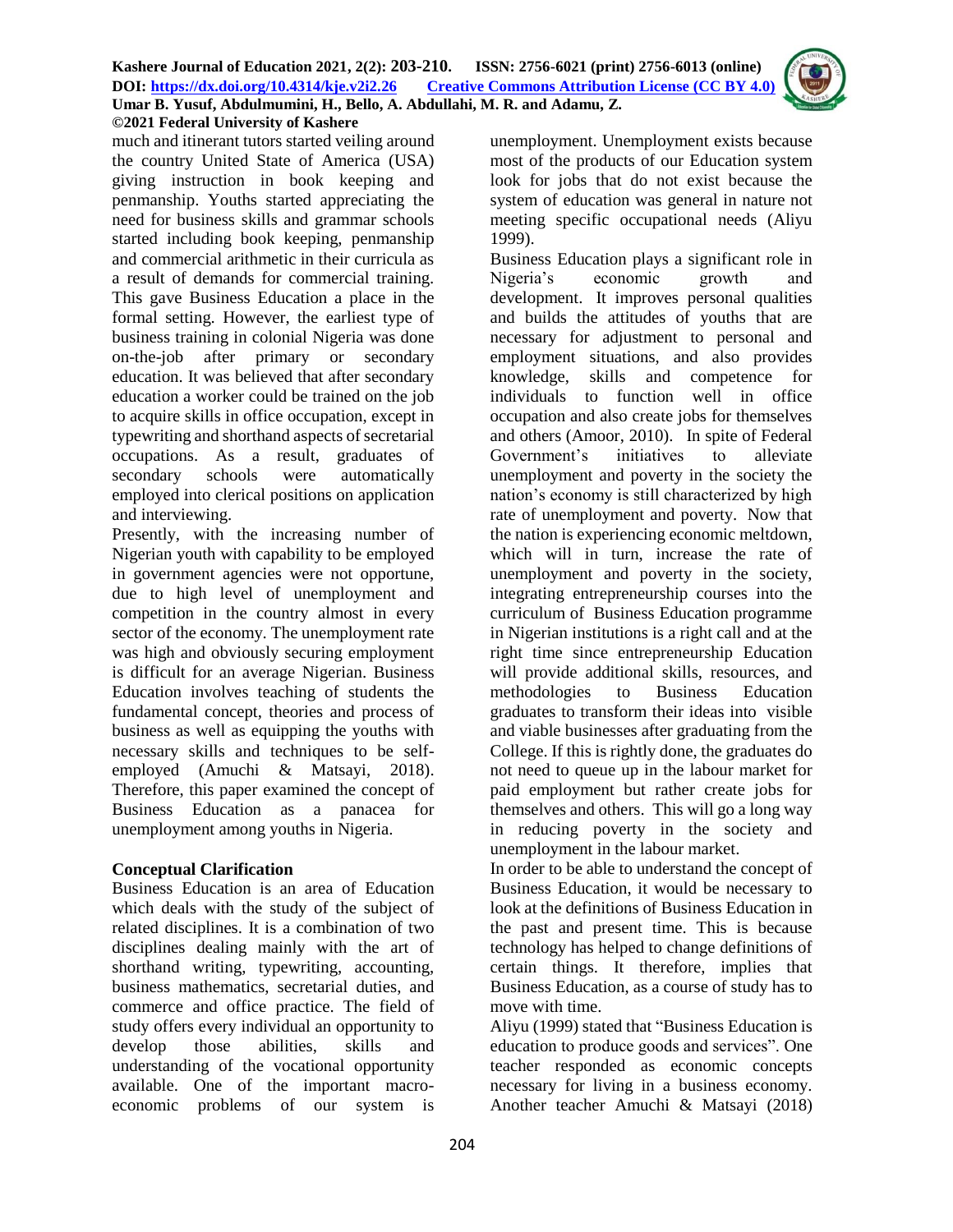much and itinerant tutors started veiling around the country United State of America (USA) giving instruction in book keeping and penmanship. Youths started appreciating the need for business skills and grammar schools started including book keeping, penmanship and commercial arithmetic in their curricula as a result of demands for commercial training. This gave Business Education a place in the formal setting. However, the earliest type of business training in colonial Nigeria was done on-the-job after primary or secondary education. It was believed that after secondary education a worker could be trained on the job to acquire skills in office occupation, except in typewriting and shorthand aspects of secretarial occupations. As a result, graduates of secondary schools were automatically employed into clerical positions on application and interviewing.

Presently, with the increasing number of Nigerian youth with capability to be employed in government agencies were not opportune, due to high level of unemployment and competition in the country almost in every sector of the economy. The unemployment rate was high and obviously securing employment is difficult for an average Nigerian. Business Education involves teaching of students the fundamental concept, theories and process of business as well as equipping the youths with necessary skills and techniques to be self-employed (Amuchi & Matsayi, 2018). Therefore, this paper examined the concept of Business Education as a panacea for unemployment among youths in Nigeria.

## Conceptual Clarification

Business Education is an area of Education which deals with the study of the subject of related disciplines. It is a combination of two disciplines dealing mainly with the art of shorthand writing, typewriting, accounting, business mathematics, secretarial duties, and commerce and office practice. The field of study offers every individual an opportunity to develop those abilities, skills and understanding of the vocational opportunity available. One of the important macro-economic problems of our system is unemployment. Unemployment exists because most of the products of our Education system look for jobs that do not exist because the system of education was general in nature not meeting specific occupational needs (Aliyu 1999).

Business Education plays a significant role in Nigeria's economic growth and development. It improves personal qualities and builds the attitudes of youths that are necessary for adjustment to personal and employment situations, and also provides knowledge, skills and competence for individuals to function well in office occupation and also create jobs for themselves and others (Amoor, 2010). In spite of Federal Government's initiatives to alleviate unemployment and poverty in the society the nation's economy is still characterized by high rate of unemployment and poverty. Now that the nation is experiencing economic meltdown, which will in turn, increase the rate of unemployment and poverty in the society, integrating entrepreneurship courses into the curriculum of Business Education programme in Nigerian institutions is a right call and at the right time since entrepreneurship Education will provide additional skills, resources, and methodologies to Business Education graduates to transform their ideas into visible and viable businesses after graduating from the College. If this is rightly done, the graduates do not need to queue up in the labour market for paid employment but rather create jobs for themselves and others. This will go a long way in reducing poverty in the society and unemployment in the labour market.

In order to be able to understand the concept of Business Education, it would be necessary to look at the definitions of Business Education in the past and present time. This is because technology has helped to change definitions of certain things. It therefore, implies that Business Education, as a course of study has to move with time.

Aliyu (1999) stated that "Business Education is education to produce goods and services". One teacher responded as economic concepts necessary for living in a business economy. Another teacher Amuchi & Matsayi (2018)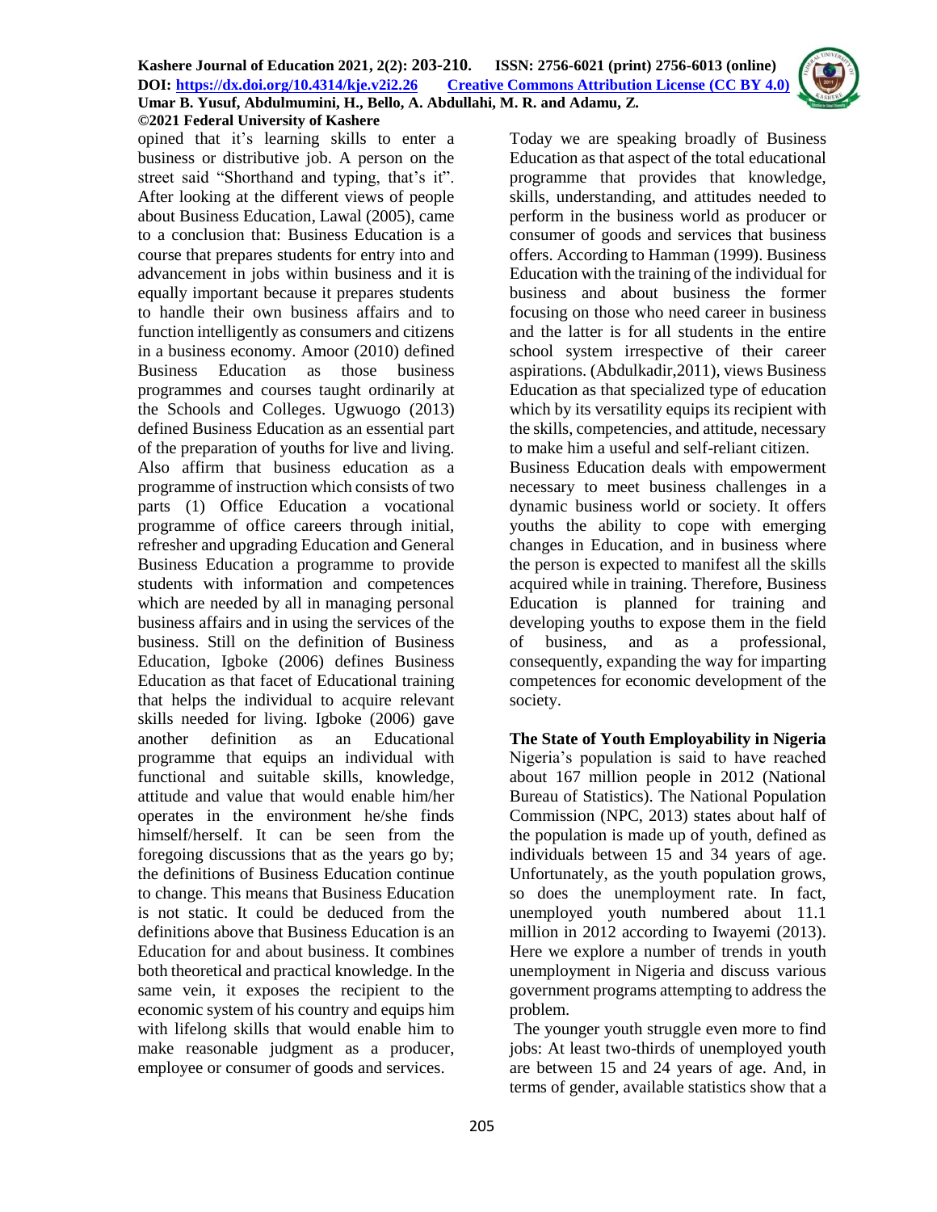opined that it's learning skills to enter a business or distributive job. A person on the street said "Shorthand and typing, that's it". After looking at the different views of people about Business Education, Lawal (2005), came to a conclusion that: Business Education is a course that prepares students for entry into and advancement in jobs within business and it is equally important because it prepares students to handle their own business affairs and to function intelligently as consumers and citizens in a business economy. Amoor (2010) defined Business Education as those business programmes and courses taught ordinarily at the Schools and Colleges. Ugwuogo (2013) defined Business Education as an essential part of the preparation of youths for live and living. Also affirm that business education as a programme of instruction which consists of two parts (1) Office Education a vocational programme of office careers through initial, refresher and upgrading Education and General Business Education a programme to provide students with information and competences which are needed by all in managing personal business affairs and in using the services of the business. Still on the definition of Business Education, Igboke (2006) defines Business Education as that facet of Educational training that helps the individual to acquire relevant skills needed for living. Igboke (2006) gave another definition as an Educational programme that equips an individual with functional and suitable skills, knowledge, attitude and value that would enable him/her operates in the environment he/she finds himself/herself. It can be seen from the foregoing discussions that as the years go by; the definitions of Business Education continue to change. This means that Business Education is not static. It could be deduced from the definitions above that Business Education is an Education for and about business. It combines both theoretical and practical knowledge. In the same vein, it exposes the recipient to the economic system of his country and equips him with lifelong skills that would enable him to make reasonable judgment as a producer, employee or consumer of goods and services.

Today we are speaking broadly of Business Education as that aspect of the total educational programme that provides that knowledge, skills, understanding, and attitudes needed to perform in the business world as producer or consumer of goods and services that business offers. According to Hamman (1999). Business Education with the training of the individual for business and about business the former focusing on those who need career in business and the latter is for all students in the entire school system irrespective of their career aspirations. (Abdulkadir,2011), views Business Education as that specialized type of education which by its versatility equips its recipient with the skills, competencies, and attitude, necessary to make him a useful and self-reliant citizen.

Business Education deals with empowerment necessary to meet business challenges in a dynamic business world or society. It offers youths the ability to cope with emerging changes in Education, and in business where the person is expected to manifest all the skills acquired while in training. Therefore, Business Education is planned for training and developing youths to expose them in the field of business, and as a professional, consequently, expanding the way for imparting competences for economic development of the society.

**The State of Youth Employability in Nigeria**

Nigeria's population is said to have reached about 167 million people in 2012 (National Bureau of Statistics). The National Population Commission (NPC, 2013) states about half of the population is made up of youth, defined as individuals between 15 and 34 years of age. Unfortunately, as the youth population grows, so does the unemployment rate. In fact, unemployed youth numbered about 11.1 million in 2012 according to Iwayemi (2013). Here we explore a number of trends in youth unemployment in Nigeria and discuss various government programs attempting to address the problem.

The younger youth struggle even more to find jobs: At least two-thirds of unemployed youth are between 15 and 24 years of age. And, in terms of gender, available statistics show that a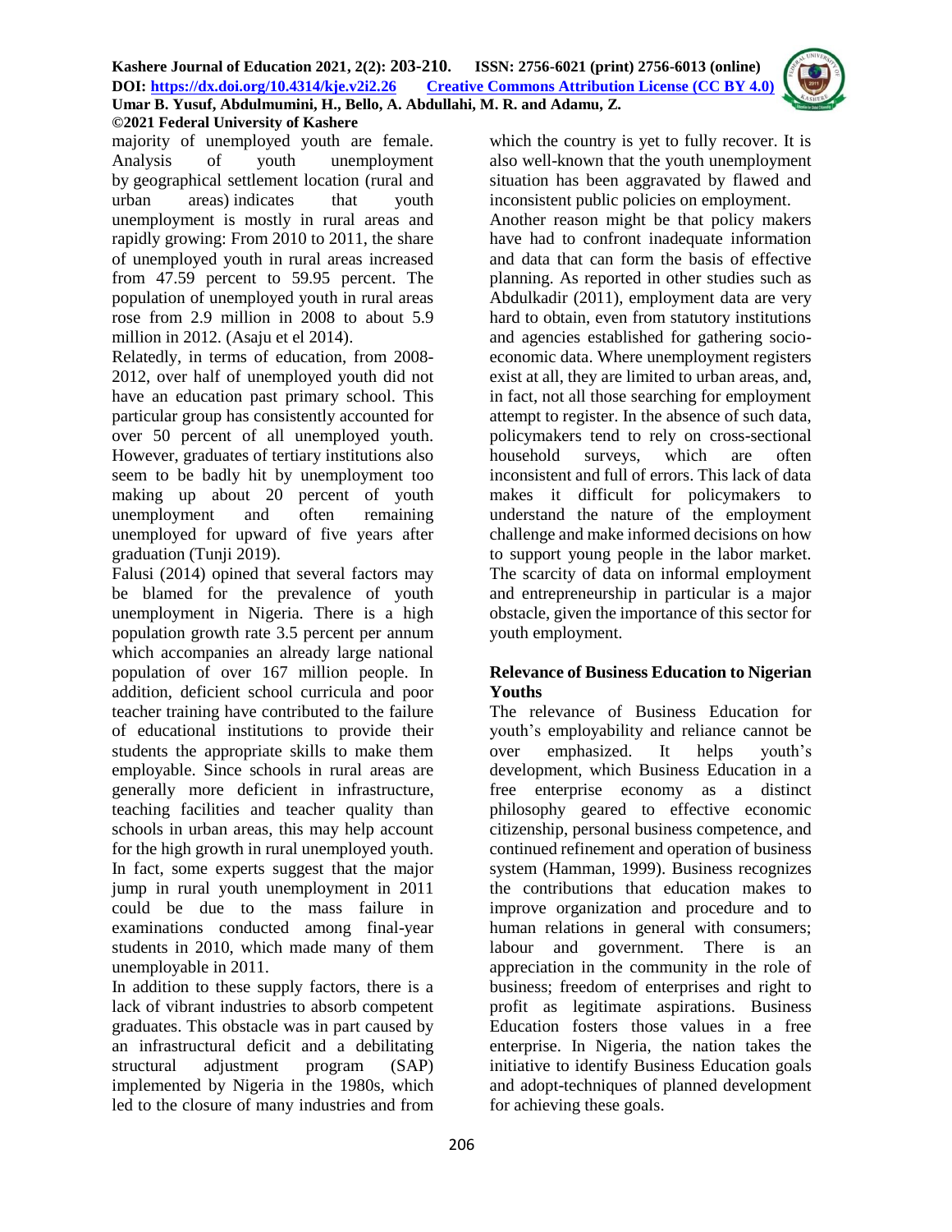majority of unemployed youth are female. Analysis of youth unemployment by geographical settlement location (rural and urban areas) indicates that youth unemployment is mostly in rural areas and rapidly growing: From 2010 to 2011, the share of unemployed youth in rural areas increased from 47.59 percent to 59.95 percent. The population of unemployed youth in rural areas rose from 2.9 million in 2008 to about 5.9 million in 2012. (Asaju et el 2014).

Relatedly, in terms of education, from 2008-2012, over half of unemployed youth did not have an education past primary school. This particular group has consistently accounted for over 50 percent of all unemployed youth. However, graduates of tertiary institutions also seem to be badly hit by unemployment too making up about 20 percent of youth unemployment and often remaining unemployed for upward of five years after graduation (Tunji 2019).

Falusi (2014) opined that several factors may be blamed for the prevalence of youth unemployment in Nigeria. There is a high population growth rate 3.5 percent per annum which accompanies an already large national population of over 167 million people. In addition, deficient school curricula and poor teacher training have contributed to the failure of educational institutions to provide their students the appropriate skills to make them employable. Since schools in rural areas are generally more deficient in infrastructure, teaching facilities and teacher quality than schools in urban areas, this may help account for the high growth in rural unemployed youth. In fact, some experts suggest that the major jump in rural youth unemployment in 2011 could be due to the mass failure in examinations conducted among final-year students in 2010, which made many of them unemployable in 2011.

In addition to these supply factors, there is a lack of vibrant industries to absorb competent graduates. This obstacle was in part caused by an infrastructural deficit and a debilitating structural adjustment program (SAP) implemented by Nigeria in the 1980s, which led to the closure of many industries and from which the country is yet to fully recover. It is also well-known that the youth unemployment situation has been aggravated by flawed and inconsistent public policies on employment.

Another reason might be that policy makers have had to confront inadequate information and data that can form the basis of effective planning. As reported in other studies such as Abdulkadir (2011), employment data are very hard to obtain, even from statutory institutions and agencies established for gathering socio-economic data. Where unemployment registers exist at all, they are limited to urban areas, and, in fact, not all those searching for employment attempt to register. In the absence of such data, policymakers tend to rely on cross-sectional household surveys, which are often inconsistent and full of errors. This lack of data makes it difficult for policymakers to understand the nature of the employment challenge and make informed decisions on how to support young people in the labor market. The scarcity of data on informal employment and entrepreneurship in particular is a major obstacle, given the importance of this sector for youth employment.

## Relevance of Business Education to Nigerian Youths

The relevance of Business Education for youth's employability and reliance cannot be over emphasized. It helps youth's development, which Business Education in a free enterprise economy as a distinct philosophy geared to effective economic citizenship, personal business competence, and continued refinement and operation of business system (Hamman, 1999). Business recognizes the contributions that education makes to improve organization and procedure and to human relations in general with consumers; labour and government. There is an appreciation in the community in the role of business; freedom of enterprises and right to profit as legitimate aspirations. Business Education fosters those values in a free enterprise. In Nigeria, the nation takes the initiative to identify Business Education goals and adopt-techniques of planned development for achieving these goals.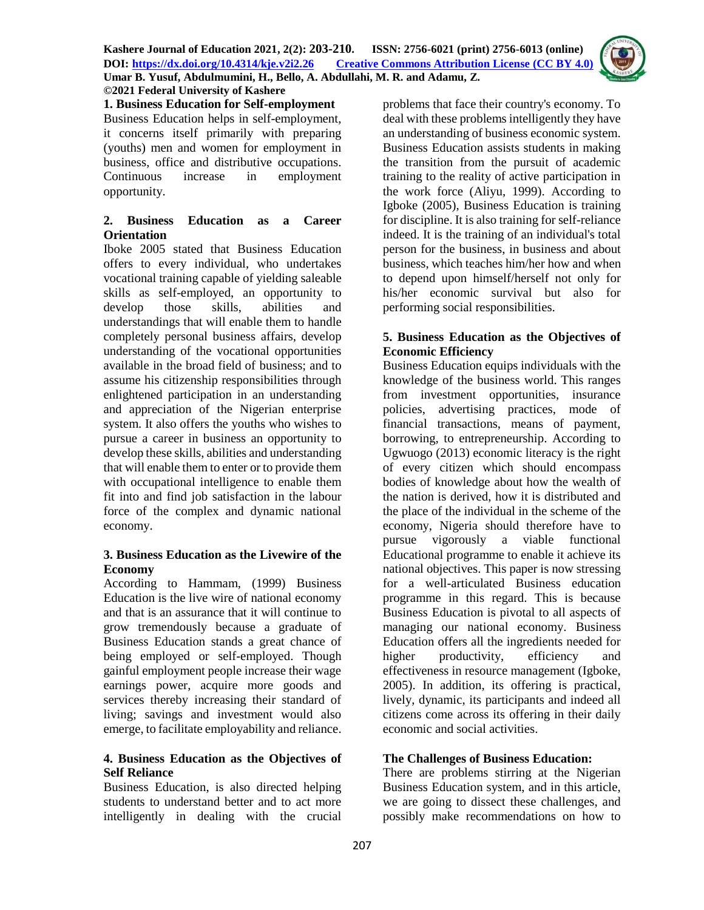**1. Business Education for Self-employment**

Business Education helps in self-employment, it concerns itself primarily with preparing (youths) men and women for employment in business, office and distributive occupations. Continuous increase in employment opportunity.

**2. Business Education as a Career Orientation**

Iboke 2005 stated that Business Education offers to every individual, who undertakes vocational training capable of yielding saleable skills as self-employed, an opportunity to develop those skills, abilities and understandings that will enable them to handle completely personal business affairs, develop understanding of the vocational opportunities available in the broad field of business; and to assume his citizenship responsibilities through enlightened participation in an understanding and appreciation of the Nigerian enterprise system. It also offers the youths who wishes to pursue a career in business an opportunity to develop these skills, abilities and understanding that will enable them to enter or to provide them with occupational intelligence to enable them fit into and find job satisfaction in the labour force of the complex and dynamic national economy.

**3. Business Education as the Livewire of the Economy**

According to Hammam, (1999) Business Education is the live wire of national economy and that is an assurance that it will continue to grow tremendously because a graduate of Business Education stands a great chance of being employed or self-employed. Though gainful employment people increase their wage earnings power, acquire more goods and services thereby increasing their standard of living; savings and investment would also emerge, to facilitate employability and reliance.

**4. Business Education as the Objectives of Self Reliance**

Business Education, is also directed helping students to understand better and to act more intelligently in dealing with the crucial problems that face their country's economy. To deal with these problems intelligently they have an understanding of business economic system. Business Education assists students in making the transition from the pursuit of academic training to the reality of active participation in the work force (Aliyu, 1999). According to Igboke (2005), Business Education is training for discipline. It is also training for self-reliance indeed. It is the training of an individual's total person for the business, in business and about business, which teaches him/her how and when to depend upon himself/herself not only for his/her economic survival but also for performing social responsibilities.

**5. Business Education as the Objectives of Economic Efficiency**

Business Education equips individuals with the knowledge of the business world. This ranges from investment opportunities, insurance policies, advertising practices, mode of financial transactions, means of payment, borrowing, to entrepreneurship. According to Ugwuogo (2013) economic literacy is the right of every citizen which should encompass bodies of knowledge about how the wealth of the nation is derived, how it is distributed and the place of the individual in the scheme of the economy, Nigeria should therefore have to pursue vigorously a viable functional Educational programme to enable it achieve its national objectives. This paper is now stressing for a well-articulated Business education programme in this regard. This is because Business Education is pivotal to all aspects of managing our national economy. Business Education offers all the ingredients needed for higher productivity, efficiency and effectiveness in resource management (Igboke, 2005). In addition, its offering is practical, lively, dynamic, its participants and indeed all citizens come across its offering in their daily economic and social activities.

**The Challenges of Business Education:**

There are problems stirring at the Nigerian Business Education system, and in this article, we are going to dissect these challenges, and possibly make recommendations on how to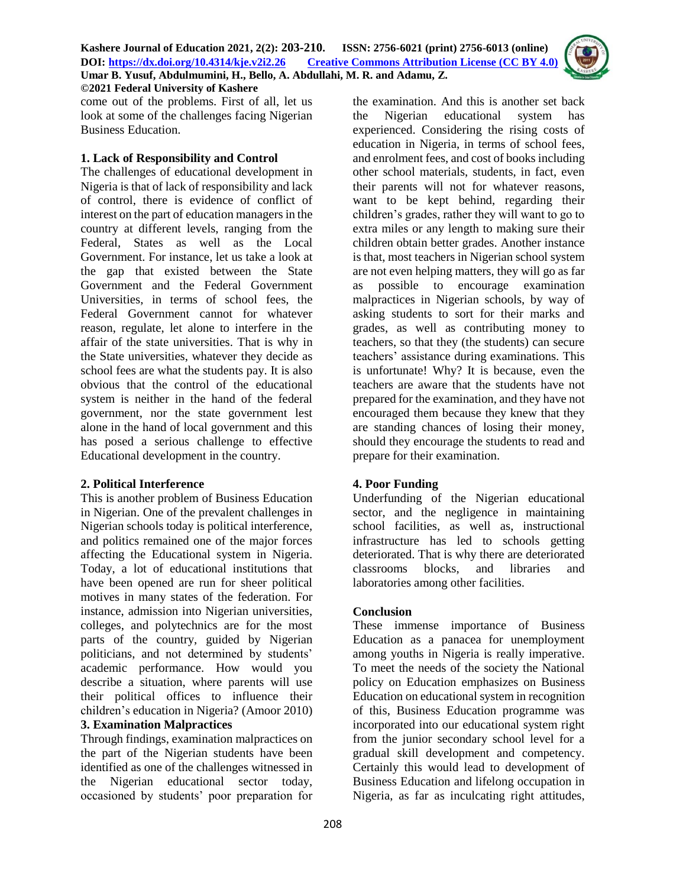come out of the problems. First of all, let us look at some of the challenges facing Nigerian Business Education.

**1. Lack of Responsibility and Control**

The challenges of educational development in Nigeria is that of lack of responsibility and lack of control, there is evidence of conflict of interest on the part of education managers in the country at different levels, ranging from the Federal, States as well as the Local Government. For instance, let us take a look at the gap that existed between the State Government and the Federal Government Universities, in terms of school fees, the Federal Government cannot for whatever reason, regulate, let alone to interfere in the affair of the state universities. That is why in the State universities, whatever they decide as school fees are what the students pay. It is also obvious that the control of the educational system is neither in the hand of the federal government, nor the state government lest alone in the hand of local government and this has posed a serious challenge to effective Educational development in the country.

**2. Political Interference**

This is another problem of Business Education in Nigerian. One of the prevalent challenges in Nigerian schools today is political interference, and politics remained one of the major forces affecting the Educational system in Nigeria. Today, a lot of educational institutions that have been opened are run for sheer political motives in many states of the federation. For instance, admission into Nigerian universities, colleges, and polytechnics are for the most parts of the country, guided by Nigerian politicians, and not determined by students' academic performance. How would you describe a situation, where parents will use their political offices to influence their children's education in Nigeria? (Amoor 2010)

**3. Examination Malpractices**

Through findings, examination malpractices on the part of the Nigerian students have been identified as one of the challenges witnessed in the Nigerian educational sector today, occasioned by students' poor preparation for the examination. And this is another set back the Nigerian educational system has experienced. Considering the rising costs of education in Nigeria, in terms of school fees, and enrolment fees, and cost of books including other school materials, students, in fact, even their parents will not for whatever reasons, want to be kept behind, regarding their children's grades, rather they will want to go to extra miles or any length to making sure their children obtain better grades. Another instance is that, most teachers in Nigerian school system are not even helping matters, they will go as far as possible to encourage examination malpractices in Nigerian schools, by way of asking students to sort for their marks and grades, as well as contributing money to teachers, so that they (the students) can secure teachers' assistance during examinations. This is unfortunate! Why? It is because, even the teachers are aware that the students have not prepared for the examination, and they have not encouraged them because they knew that they are standing chances of losing their money, should they encourage the students to read and prepare for their examination.

**4. Poor Funding**

Underfunding of the Nigerian educational sector, and the negligence in maintaining school facilities, as well as, instructional infrastructure has led to schools getting deteriorated. That is why there are deteriorated classrooms blocks, and libraries and laboratories among other facilities.

**Conclusion**

These immense importance of Business Education as a panacea for unemployment among youths in Nigeria is really imperative. To meet the needs of the society the National policy on Education emphasizes on Business Education on educational system in recognition of this, Business Education programme was incorporated into our educational system right from the junior secondary school level for a gradual skill development and competency. Certainly this would lead to development of Business Education and lifelong occupation in Nigeria, as far as inculcating right attitudes,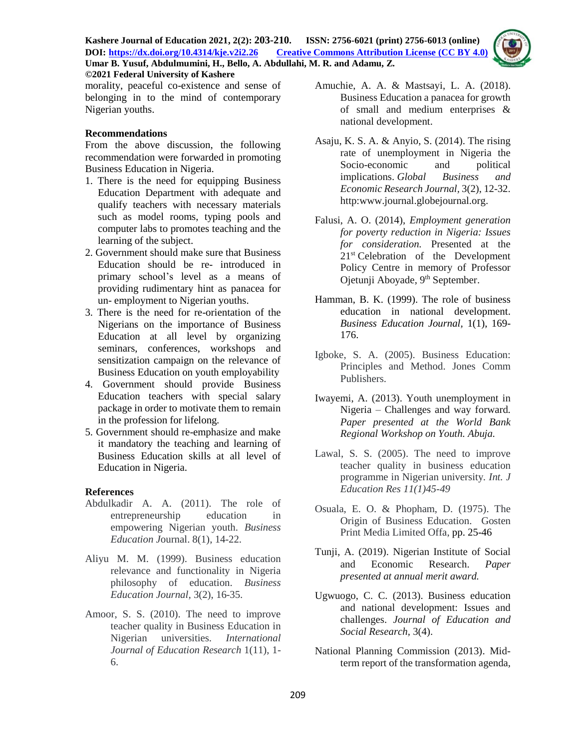morality, peaceful co-existence and sense of belonging in to the mind of contemporary Nigerian youths.

### Recommendations

From the above discussion, the following recommendation were forwarded in promoting Business Education in Nigeria.

1. There is the need for equipping Business Education Department with adequate and qualify teachers with necessary materials such as model rooms, typing pools and computer labs to promotes teaching and the learning of the subject.
2. Government should make sure that Business Education should be re- introduced in primary school's level as a means of providing rudimentary hint as panacea for un- employment to Nigerian youths.
3. There is the need for re-orientation of the Nigerians on the importance of Business Education at all level by organizing seminars, conferences, workshops and sensitization campaign on the relevance of Business Education on youth employability
4. Government should provide Business Education teachers with special salary package in order to motivate them to remain in the profession for lifelong.
5. Government should re-emphasize and make it mandatory the teaching and learning of Business Education skills at all level of Education in Nigeria.

### References

Abdulkadir A. A. (2011). The role of entrepreneurship education in empowering Nigerian youth. *Business Education J*ournal. 8(1), 14-22.

Aliyu M. M. (1999). Business education relevance and functionality in Nigeria philosophy of education. *Business Education Journal*, 3(2), 16-35.

Amoor, S. S. (2010). The need to improve teacher quality in Business Education in Nigerian universities. *International Journal of Education Research* 1(11), 1-6.

Amuchie, A. A. & Mastsayi, L. A. (2018). Business Education a panacea for growth of small and medium enterprises & national development.

Asaju, K. S. A. & Anyio, S. (2014). The rising rate of unemployment in Nigeria the Socio-economic and political implications. *Global Business and Economic Research Journal*, 3(2), 12-32. http:www.journal.globejournal.org.

Falusi, A. O. (2014), *Employment generation for poverty reduction in Nigeria: Issues for consideration.* Presented at the 21st Celebration of the Development Policy Centre in memory of Professor Ojetunji Aboyade, 9th September.

Hamman, B. K. (1999). The role of business education in national development. *Business Education Journal*, 1(1), 169-176.

Igboke, S. A. (2005). Business Education: Principles and Method. Jones Comm Publishers.

Iwayemi, A. (2013). Youth unemployment in Nigeria – Challenges and way forward. *Paper presented at the World Bank Regional Workshop on Youth. Abuja.*

Lawal, S. S. (2005). The need to improve teacher quality in business education programme in Nigerian university. *Int. J Education Res 11(1)45-49*

Osuala, E. O. & Phopham, D. (1975). The Origin of Business Education. Gosten Print Media Limited Offa, pp. 25-46

Tunji, A. (2019). Nigerian Institute of Social and Economic Research. *Paper presented at annual merit award.*

Ugwuogo, C. C. (2013). Business education and national development: Issues and challenges. *Journal of Education and Social Research*, 3(4).

National Planning Commission (2013). Mid-term report of the transformation agenda,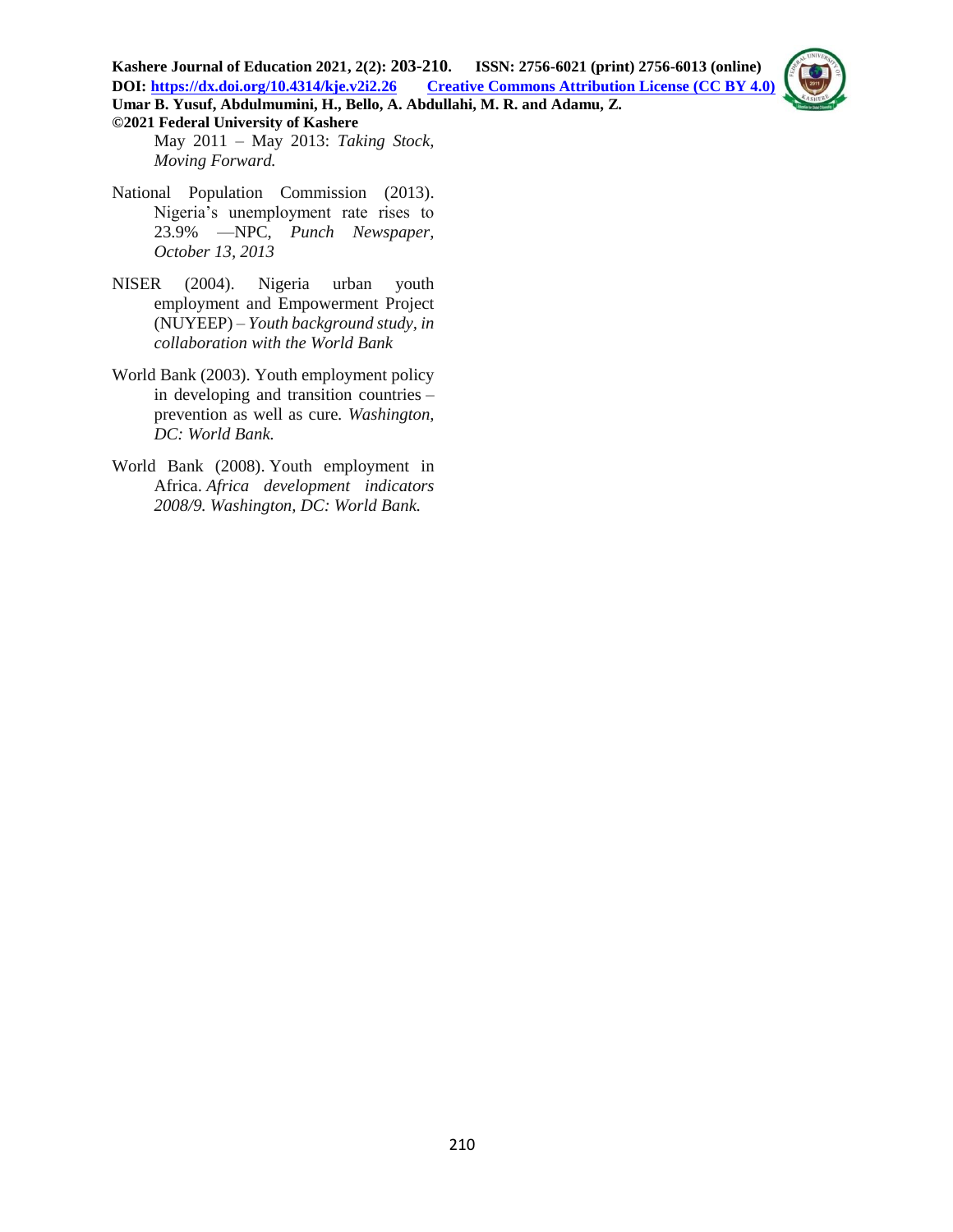May 2011 – May 2013: *Taking Stock, Moving Forward.*

National Population Commission (2013). Nigeria's unemployment rate rises to 23.9% —NPC, *Punch Newspaper, October 13, 2013*

NISER (2004). Nigeria urban youth employment and Empowerment Project (NUYEEP) – *Youth background study, in collaboration with the World Bank*

World Bank (2003). Youth employment policy in developing and transition countries – prevention as well as cure. *Washington, DC: World Bank.*

World Bank (2008). Youth employment in Africa. *Africa development indicators 2008/9. Washington, DC: World Bank.*